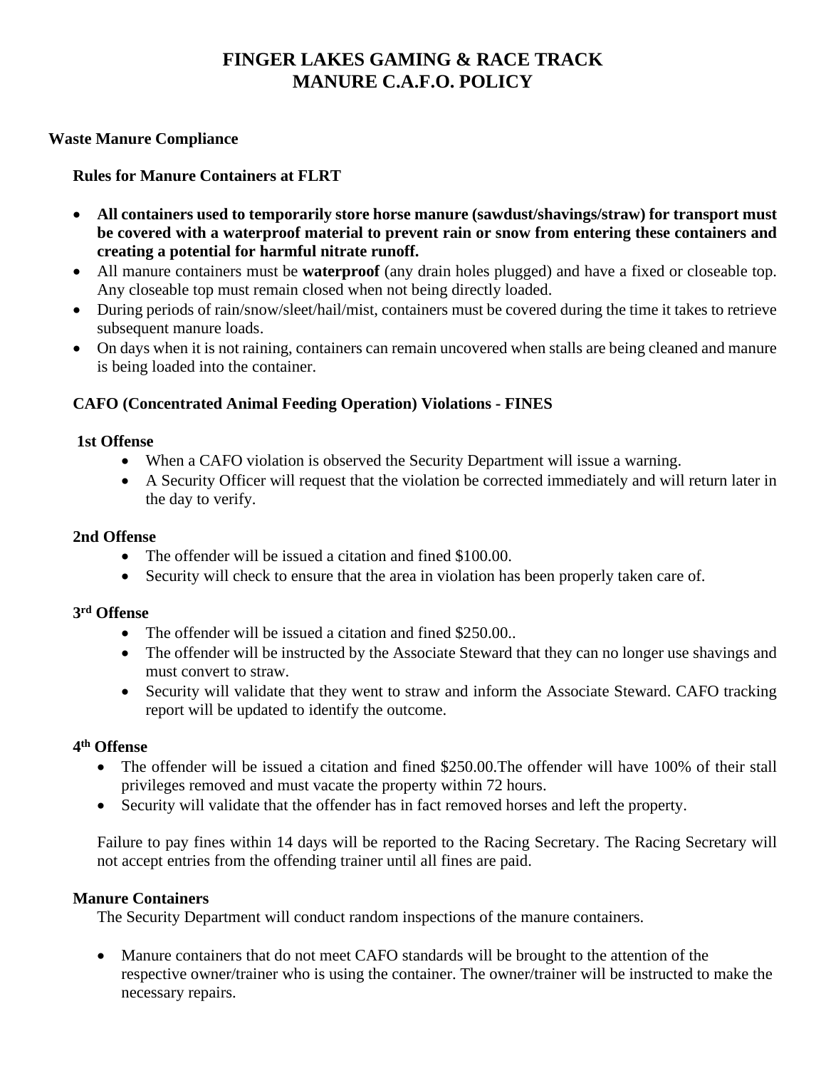# FINGER LAKES GAMING & RACE TRACK
# MANURE C.A.F.O. POLICY

## Waste Manure Compliance

### Rules for Manure Containers at FLRT

- **All containers used to temporarily store horse manure (sawdust/shavings/straw) for transport must be covered with a waterproof material to prevent rain or snow from entering these containers and creating a potential for harmful nitrate runoff.**
- All manure containers must be **waterproof** (any drain holes plugged) and have a fixed or closeable top. Any closeable top must remain closed when not being directly loaded.
- During periods of rain/snow/sleet/hail/mist, containers must be covered during the time it takes to retrieve subsequent manure loads.
- On days when it is not raining, containers can remain uncovered when stalls are being cleaned and manure is being loaded into the container.

### CAFO (Concentrated Animal Feeding Operation) Violations - FINES

**1st Offense**

- When a CAFO violation is observed the Security Department will issue a warning.
- A Security Officer will request that the violation be corrected immediately and will return later in the day to verify.

**2nd Offense**

- The offender will be issued a citation and fined $100.00.
- Security will check to ensure that the area in violation has been properly taken care of.

**3rd Offense**

- The offender will be issued a citation and fined $250.00..
- The offender will be instructed by the Associate Steward that they can no longer use shavings and must convert to straw.
- Security will validate that they went to straw and inform the Associate Steward. CAFO tracking report will be updated to identify the outcome.

**4th Offense**

- The offender will be issued a citation and fined $250.00.The offender will have 100% of their stall privileges removed and must vacate the property within 72 hours.
- Security will validate that the offender has in fact removed horses and left the property.

Failure to pay fines within 14 days will be reported to the Racing Secretary. The Racing Secretary will not accept entries from the offending trainer until all fines are paid.

### Manure Containers

The Security Department will conduct random inspections of the manure containers.

- Manure containers that do not meet CAFO standards will be brought to the attention of the respective owner/trainer who is using the container. The owner/trainer will be instructed to make the necessary repairs.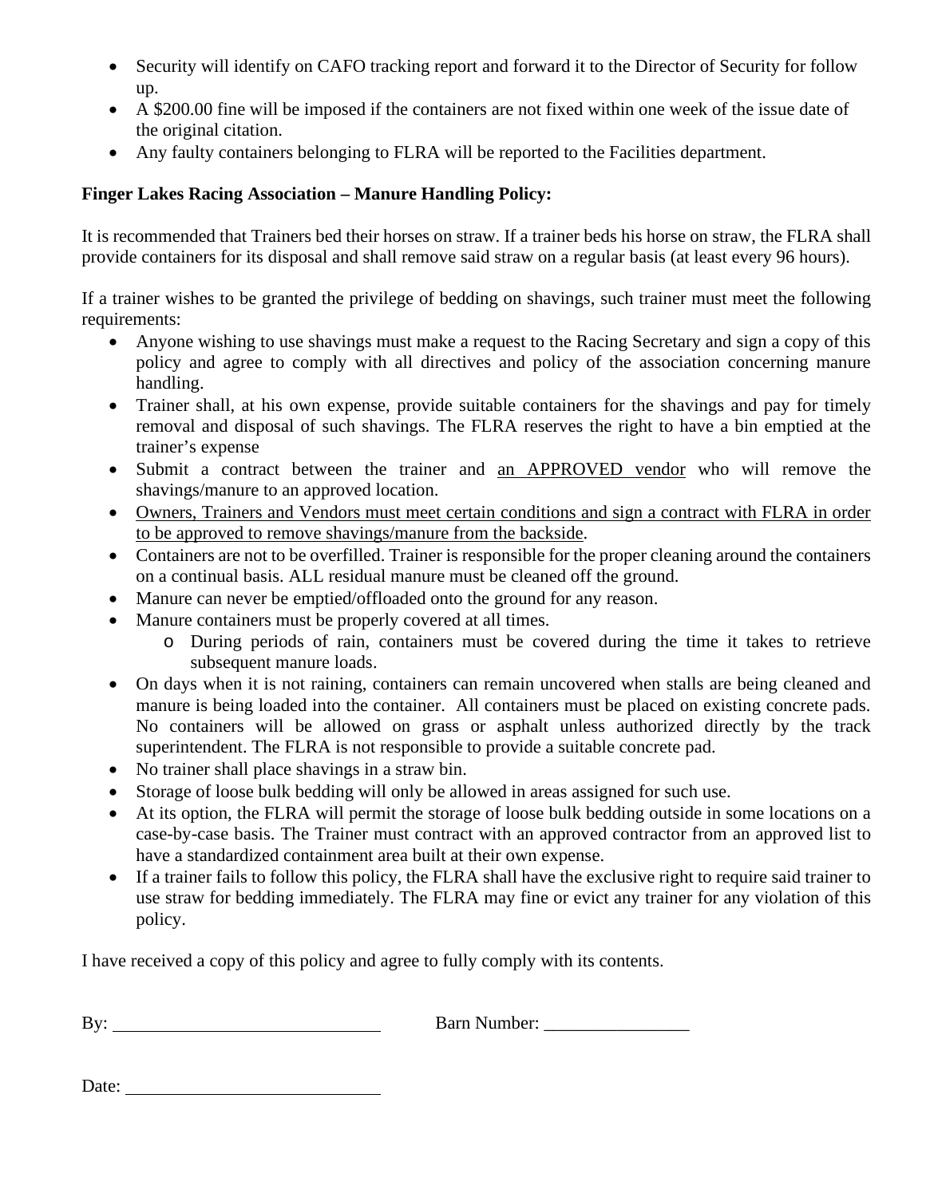- Security will identify on CAFO tracking report and forward it to the Director of Security for follow up.
- A $200.00 fine will be imposed if the containers are not fixed within one week of the issue date of the original citation.
- Any faulty containers belonging to FLRA will be reported to the Facilities department.

**Finger Lakes Racing Association – Manure Handling Policy:**

It is recommended that Trainers bed their horses on straw. If a trainer beds his horse on straw, the FLRA shall provide containers for its disposal and shall remove said straw on a regular basis (at least every 96 hours).

If a trainer wishes to be granted the privilege of bedding on shavings, such trainer must meet the following requirements:

- Anyone wishing to use shavings must make a request to the Racing Secretary and sign a copy of this policy and agree to comply with all directives and policy of the association concerning manure handling.
- Trainer shall, at his own expense, provide suitable containers for the shavings and pay for timely removal and disposal of such shavings. The FLRA reserves the right to have a bin emptied at the trainer's expense
- Submit a contract between the trainer and <u>an APPROVED vendor</u> who will remove the shavings/manure to an approved location.
- <u>Owners, Trainers and Vendors must meet certain conditions and sign a contract with FLRA in order to be approved to remove shavings/manure from the backside</u>.
- Containers are not to be overfilled. Trainer is responsible for the proper cleaning around the containers on a continual basis. ALL residual manure must be cleaned off the ground.
- Manure can never be emptied/offloaded onto the ground for any reason.
- Manure containers must be properly covered at all times.
  - During periods of rain, containers must be covered during the time it takes to retrieve subsequent manure loads.
- On days when it is not raining, containers can remain uncovered when stalls are being cleaned and manure is being loaded into the container. All containers must be placed on existing concrete pads. No containers will be allowed on grass or asphalt unless authorized directly by the track superintendent. The FLRA is not responsible to provide a suitable concrete pad.
- No trainer shall place shavings in a straw bin.
- Storage of loose bulk bedding will only be allowed in areas assigned for such use.
- At its option, the FLRA will permit the storage of loose bulk bedding outside in some locations on a case-by-case basis. The Trainer must contract with an approved contractor from an approved list to have a standardized containment area built at their own expense.
- If a trainer fails to follow this policy, the FLRA shall have the exclusive right to require said trainer to use straw for bedding immediately. The FLRA may fine or evict any trainer for any violation of this policy.

I have received a copy of this policy and agree to fully comply with its contents.

By: ______________________________ Barn Number: ________________

Date: ____________________________